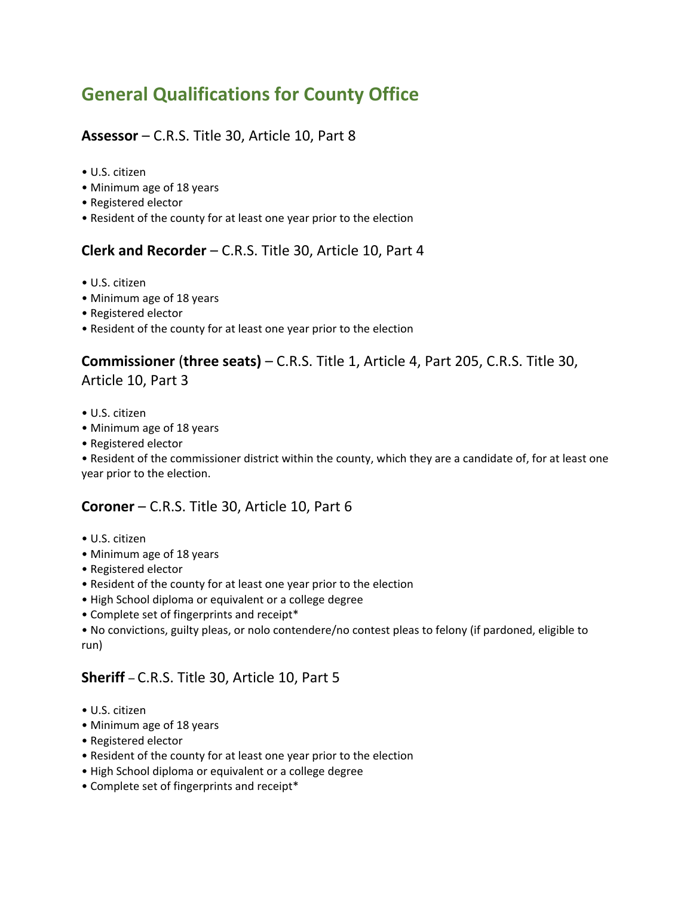# General Qualifications for County Office

**Assessor** – C.R.S. Title 30, Article 10, Part 8

- U.S. citizen
- Minimum age of 18 years
- Registered elector
- Resident of the county for at least one year prior to the election

**Clerk and Recorder** – C.R.S. Title 30, Article 10, Part 4

- U.S. citizen
- Minimum age of 18 years
- Registered elector
- Resident of the county for at least one year prior to the election

**Commissioner** (**three seats)** – C.R.S. Title 1, Article 4, Part 205, C.R.S. Title 30, Article 10, Part 3

- U.S. citizen
- Minimum age of 18 years
- Registered elector
- Resident of the commissioner district within the county, which they are a candidate of, for at least one year prior to the election.

**Coroner** – C.R.S. Title 30, Article 10, Part 6

- U.S. citizen
- Minimum age of 18 years
- Registered elector
- Resident of the county for at least one year prior to the election
- High School diploma or equivalent or a college degree
- Complete set of fingerprints and receipt*
- No convictions, guilty pleas, or nolo contendere/no contest pleas to felony (if pardoned, eligible to run)

**Sheriff** – C.R.S. Title 30, Article 10, Part 5

- U.S. citizen
- Minimum age of 18 years
- Registered elector
- Resident of the county for at least one year prior to the election
- High School diploma or equivalent or a college degree
- Complete set of fingerprints and receipt*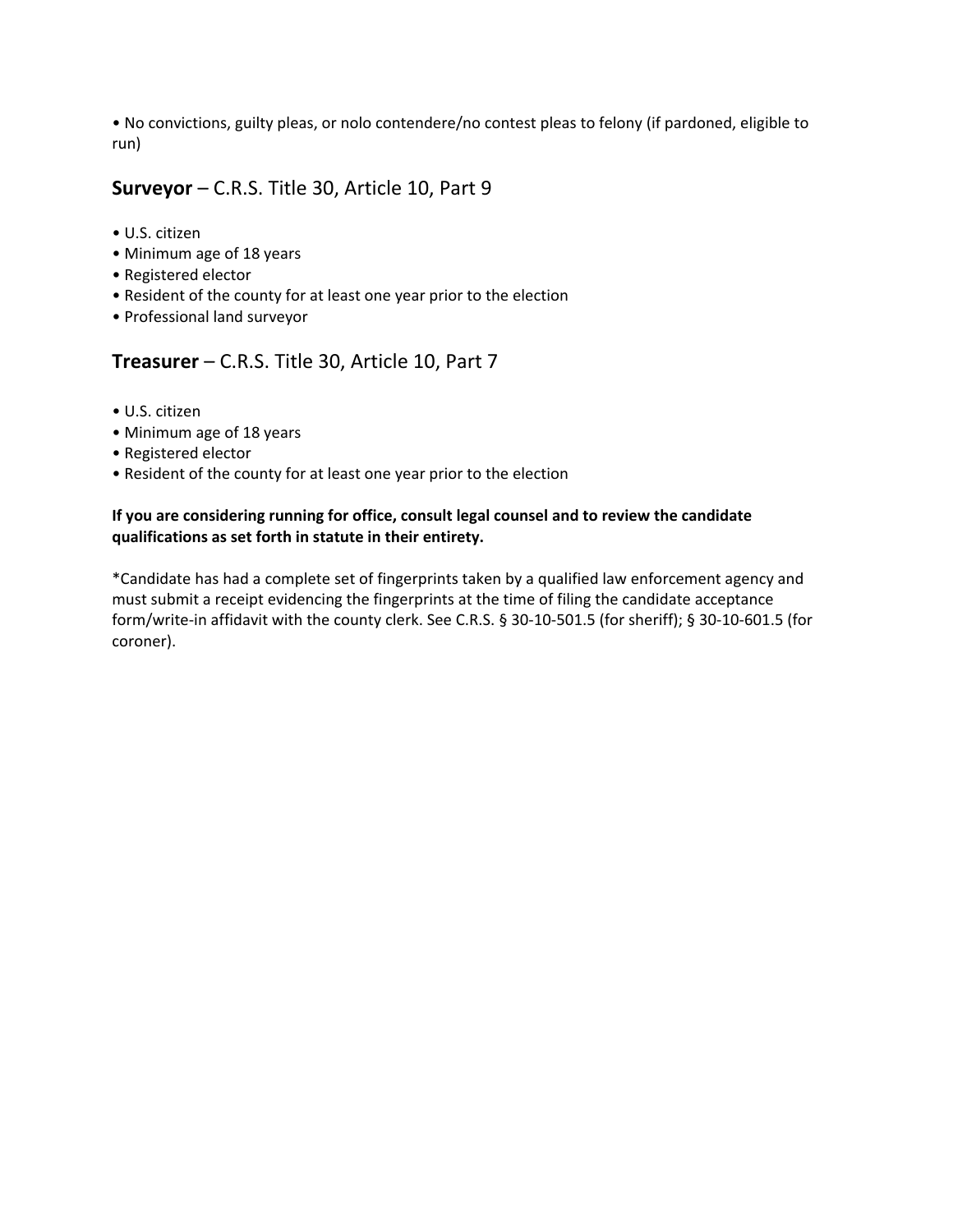- No convictions, guilty pleas, or nolo contendere/no contest pleas to felony (if pardoned, eligible to run)

## **Surveyor** – C.R.S. Title 30, Article 10, Part 9

- U.S. citizen
- Minimum age of 18 years
- Registered elector
- Resident of the county for at least one year prior to the election
- Professional land surveyor

## **Treasurer** – C.R.S. Title 30, Article 10, Part 7

- U.S. citizen
- Minimum age of 18 years
- Registered elector
- Resident of the county for at least one year prior to the election

**If you are considering running for office, consult legal counsel and to review the candidate qualifications as set forth in statute in their entirety.**

*Candidate has had a complete set of fingerprints taken by a qualified law enforcement agency and must submit a receipt evidencing the fingerprints at the time of filing the candidate acceptance form/write-in affidavit with the county clerk. See C.R.S. § 30-10-501.5 (for sheriff); § 30-10-601.5 (for coroner).